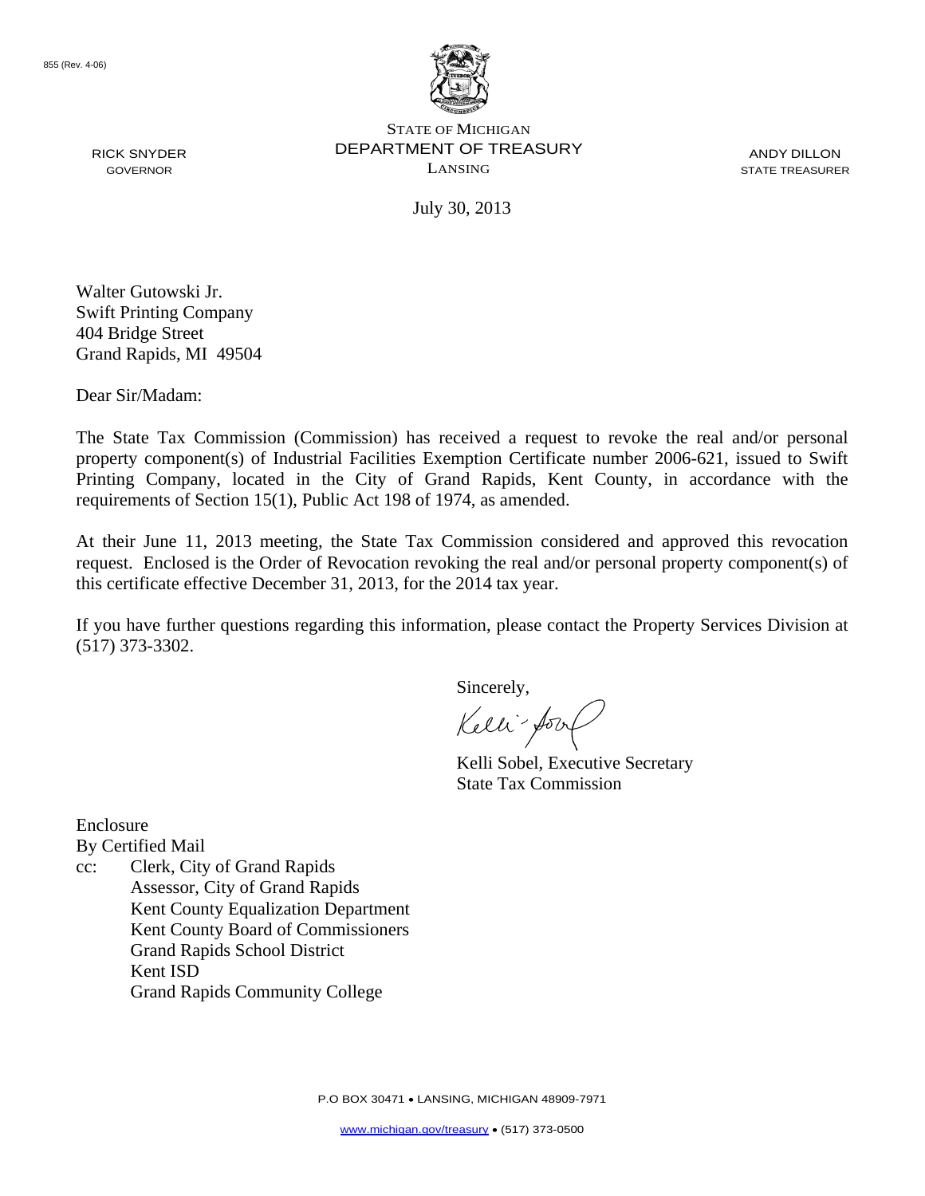855 (Rev. 4-06)

STATE OF MICHIGAN
DEPARTMENT OF TREASURY
LANSING

RICK SNYDER
GOVERNOR

ANDY DILLON
STATE TREASURER

July 30, 2013

Walter Gutowski Jr.
Swift Printing Company
404 Bridge Street
Grand Rapids, MI 49504

Dear Sir/Madam:

The State Tax Commission (Commission) has received a request to revoke the real and/or personal property component(s) of Industrial Facilities Exemption Certificate number 2006-621, issued to Swift Printing Company, located in the City of Grand Rapids, Kent County, in accordance with the requirements of Section 15(1), Public Act 198 of 1974, as amended.

At their June 11, 2013 meeting, the State Tax Commission considered and approved this revocation request. Enclosed is the Order of Revocation revoking the real and/or personal property component(s) of this certificate effective December 31, 2013, for the 2014 tax year.

If you have further questions regarding this information, please contact the Property Services Division at (517) 373-3302.

Sincerely,

Kelli Sobel, Executive Secretary
State Tax Commission

Enclosure
By Certified Mail
cc: Clerk, City of Grand Rapids
Assessor, City of Grand Rapids
Kent County Equalization Department
Kent County Board of Commissioners
Grand Rapids School District
Kent ISD
Grand Rapids Community College

P.O BOX 30471 • LANSING, MICHIGAN 48909-7971
www.michigan.gov/treasury • (517) 373-0500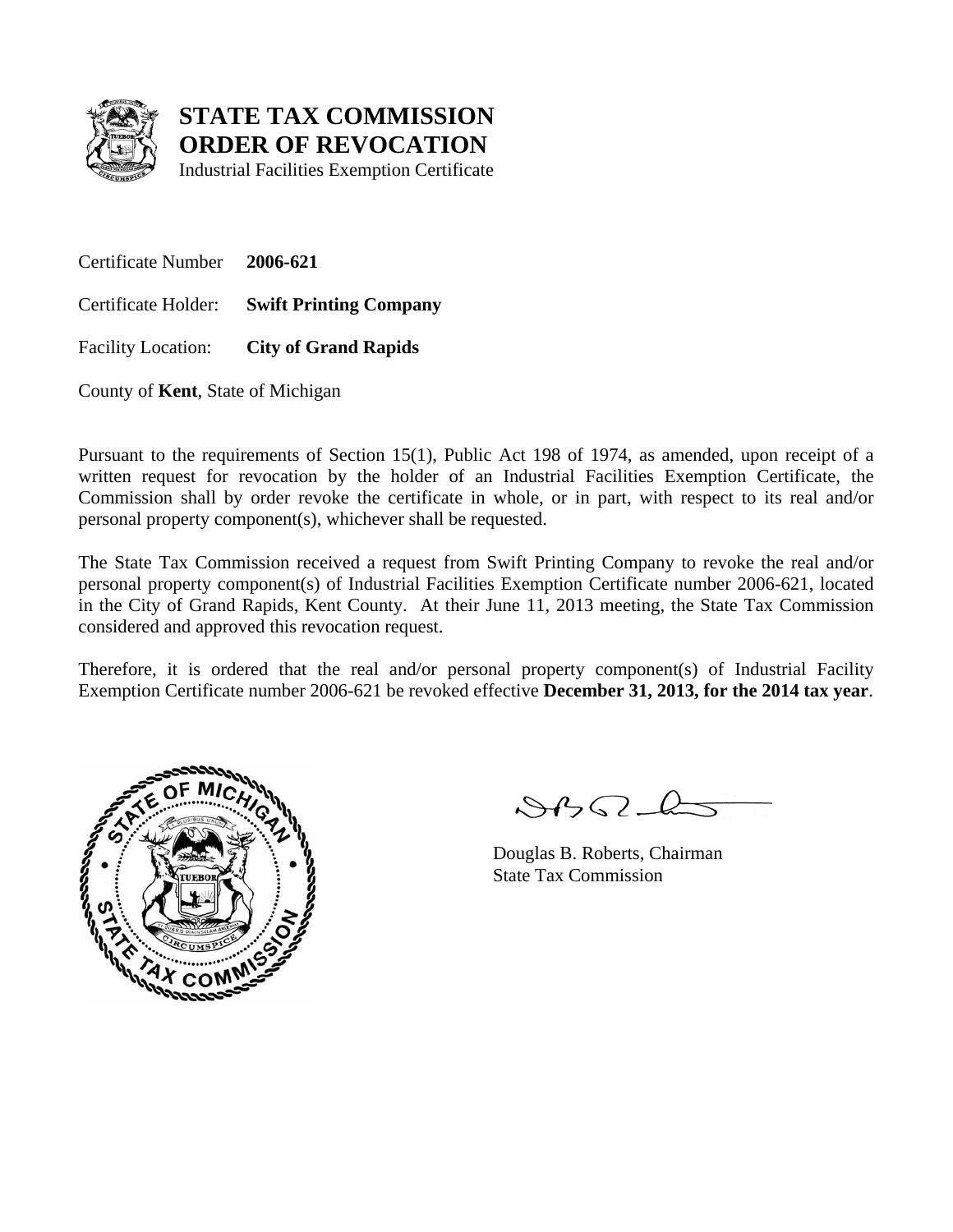# STATE TAX COMMISSION
# ORDER OF REVOCATION

Industrial Facilities Exemption Certificate

Certificate Number **2006-621**

Certificate Holder: **Swift Printing Company**

Facility Location: **City of Grand Rapids**

County of **Kent**, State of Michigan

Pursuant to the requirements of Section 15(1), Public Act 198 of 1974, as amended, upon receipt of a written request for revocation by the holder of an Industrial Facilities Exemption Certificate, the Commission shall by order revoke the certificate in whole, or in part, with respect to its real and/or personal property component(s), whichever shall be requested.

The State Tax Commission received a request from Swift Printing Company to revoke the real and/or personal property component(s) of Industrial Facilities Exemption Certificate number 2006-621, located in the City of Grand Rapids, Kent County. At their June 11, 2013 meeting, the State Tax Commission considered and approved this revocation request.

Therefore, it is ordered that the real and/or personal property component(s) of Industrial Facility Exemption Certificate number 2006-621 be revoked effective **December 31, 2013, for the 2014 tax year**.

Douglas B. Roberts, Chairman
State Tax Commission